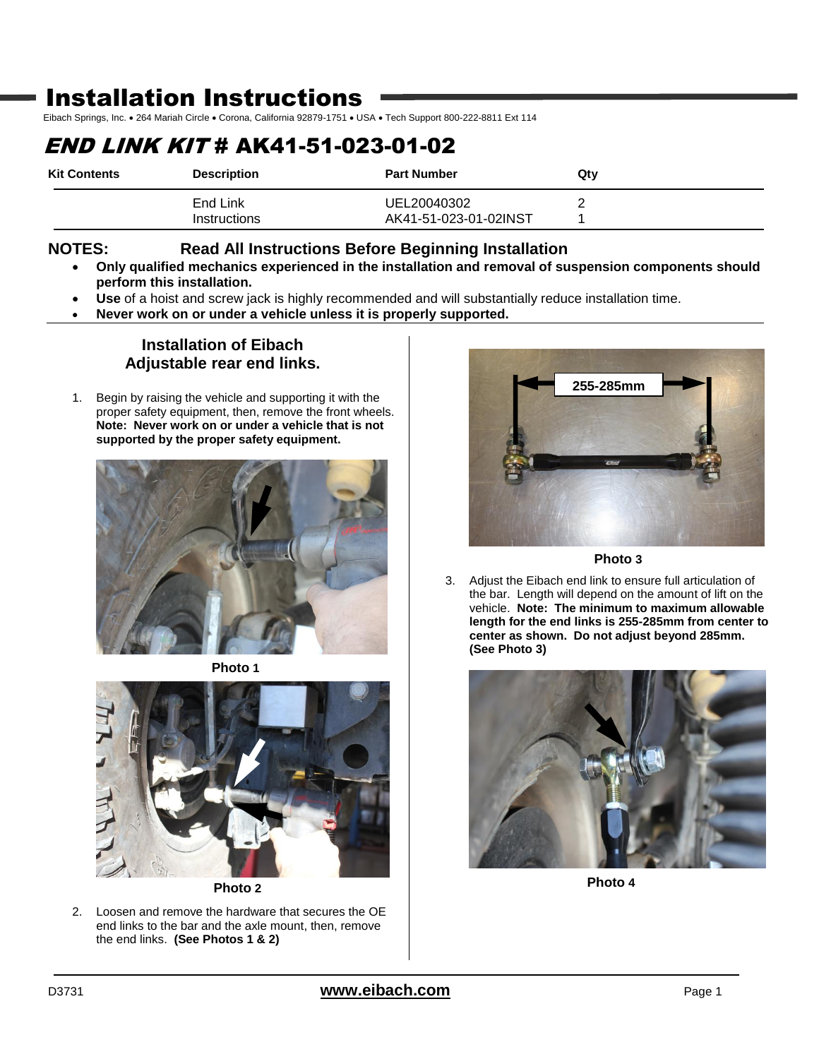# Installation Instructions

Eibach Springs, Inc. • 264 Mariah Circle • Corona, California 92879-1751 • USA • Tech Support 800-222-8811 Ext 114

## *END LINK KIT* # AK41-51-023-01-02

| Kit Contents | Description | Part Number | Qty |
|---|---|---|---|
| | End Link | UEL20040302 | 2 |
| | Instructions | AK41-51-023-01-02INST | 1 |

**NOTES: Read All Instructions Before Beginning Installation**

- **Only qualified mechanics experienced in the installation and removal of suspension components should perform this installation.**
- **Use** of a hoist and screw jack is highly recommended and will substantially reduce installation time.
- **Never work on or under a vehicle unless it is properly supported.**

### Installation of Eibach Adjustable rear end links.

1. Begin by raising the vehicle and supporting it with the proper safety equipment, then, remove the front wheels. **Note: Never work on or under a vehicle that is not supported by the proper safety equipment.**

**Photo 1**

**Photo 2**

2. Loosen and remove the hardware that secures the OE end links to the bar and the axle mount, then, remove the end links. **(See Photos 1 & 2)**

255-285mm

**Photo 3**

3. Adjust the Eibach end link to ensure full articulation of the bar. Length will depend on the amount of lift on the vehicle. **Note: The minimum to maximum allowable length for the end links is 255-285mm from center to center as shown. Do not adjust beyond 285mm. (See Photo 3)**

**Photo 4**

D3731

**www.eibach.com**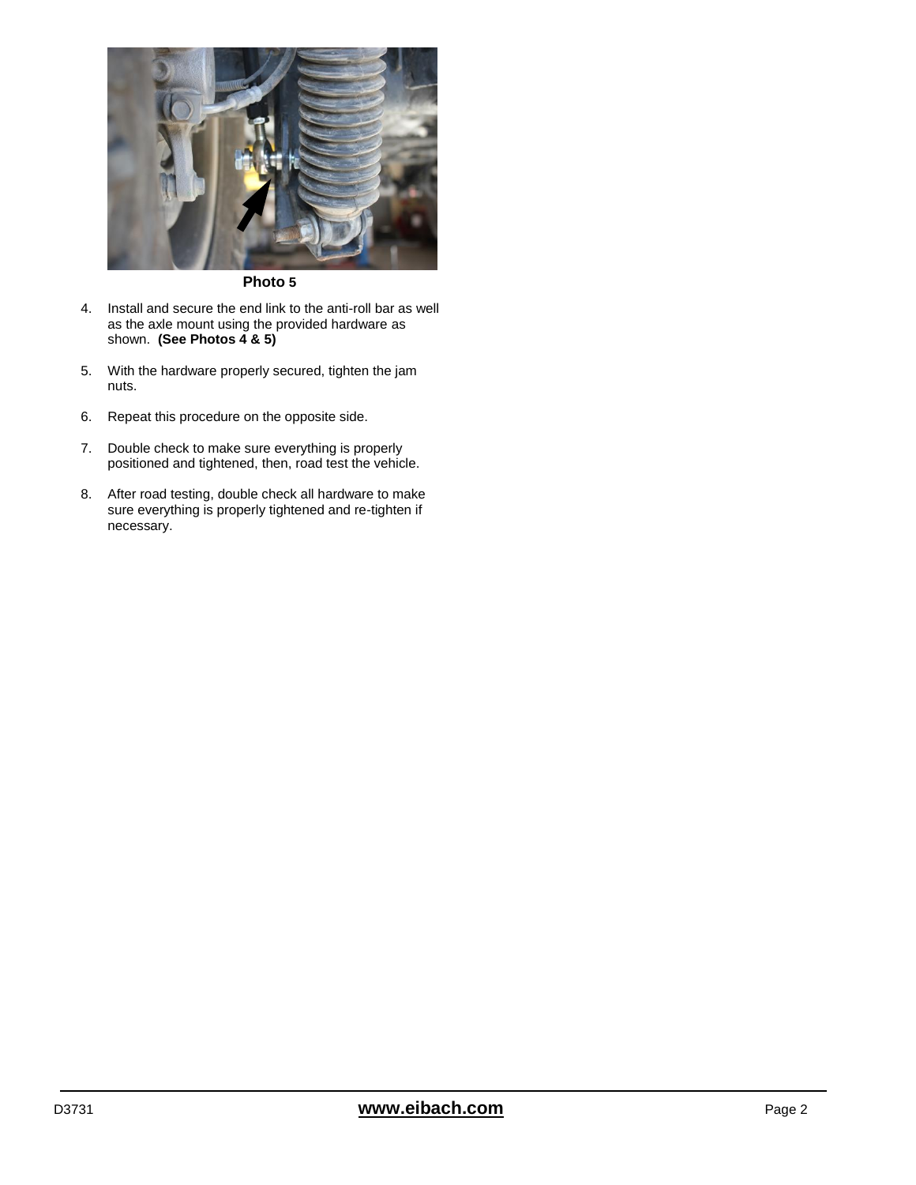Photo 5

4. Install and secure the end link to the anti-roll bar as well as the axle mount using the provided hardware as shown. **(See Photos 4 & 5)**

5. With the hardware properly secured, tighten the jam nuts.

6. Repeat this procedure on the opposite side.

7. Double check to make sure everything is properly positioned and tightened, then, road test the vehicle.

8. After road testing, double check all hardware to make sure everything is properly tightened and re-tighten if necessary.